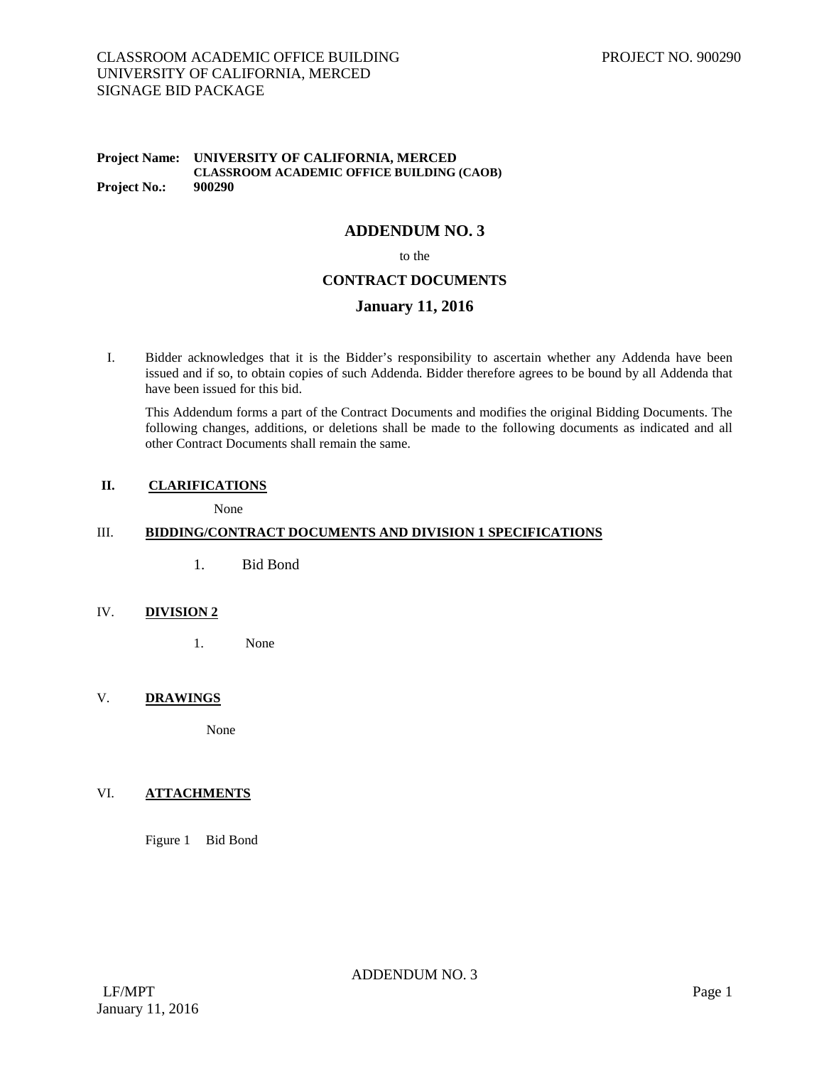**Project Name:** **UNIVERSITY OF CALIFORNIA, MERCED**
**CLASSROOM ACADEMIC OFFICE BUILDING (CAOB)**
**Project No.:** **900290**

# ADDENDUM NO. 3

to the

## CONTRACT DOCUMENTS

## January 11, 2016

I. Bidder acknowledges that it is the Bidder's responsibility to ascertain whether any Addenda have been issued and if so, to obtain copies of such Addenda. Bidder therefore agrees to be bound by all Addenda that have been issued for this bid.

This Addendum forms a part of the Contract Documents and modifies the original Bidding Documents. The following changes, additions, or deletions shall be made to the following documents as indicated and all other Contract Documents shall remain the same.

**II. CLARIFICATIONS**

None

III. **BIDDING/CONTRACT DOCUMENTS AND DIVISION 1 SPECIFICATIONS**

1. Bid Bond

IV. **DIVISION 2**

1. None

V. **DRAWINGS**

None

VI. **ATTACHMENTS**

Figure 1 Bid Bond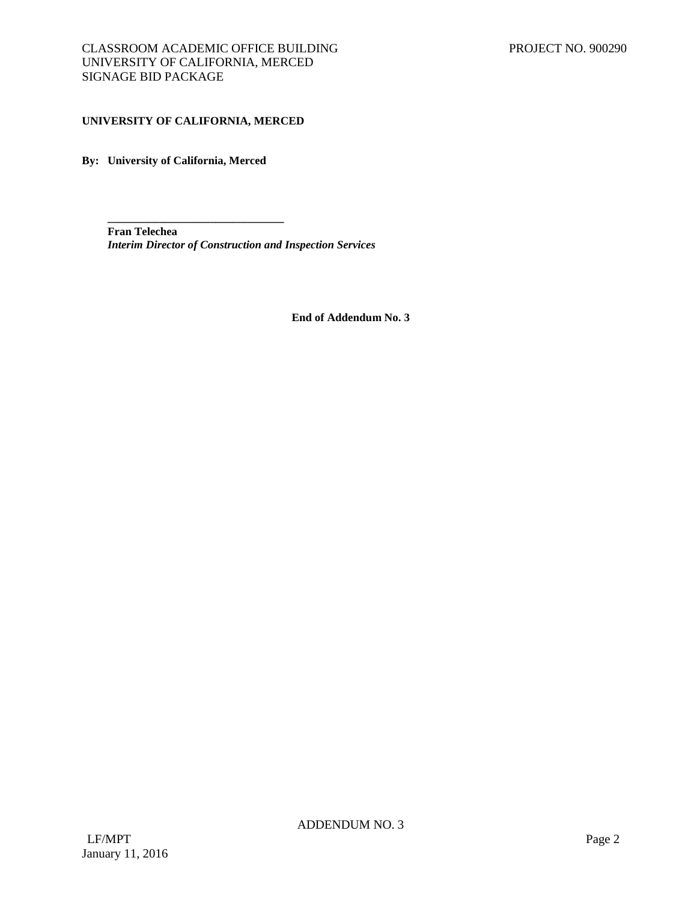**UNIVERSITY OF CALIFORNIA, MERCED**

**By: University of California, Merced**

______________________________

**Fran Telechea**
***Interim Director of Construction and Inspection Services***

**End of Addendum No. 3**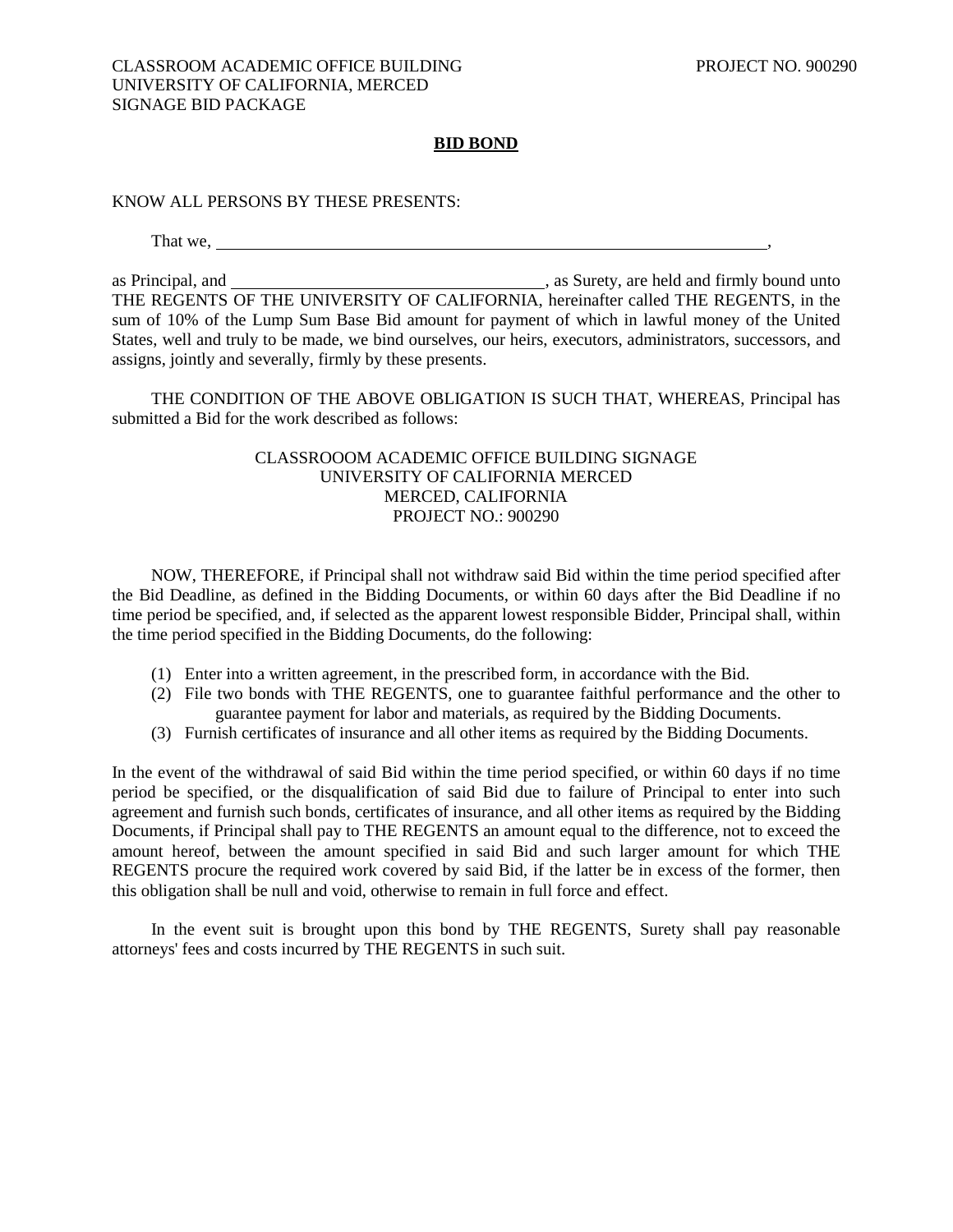# BID BOND

KNOW ALL PERSONS BY THESE PRESENTS:

That we, ______________________________________________________________________,

as Principal, and _____________________________________, as Surety, are held and firmly bound unto THE REGENTS OF THE UNIVERSITY OF CALIFORNIA, hereinafter called THE REGENTS, in the sum of 10% of the Lump Sum Base Bid amount for payment of which in lawful money of the United States, well and truly to be made, we bind ourselves, our heirs, executors, administrators, successors, and assigns, jointly and severally, firmly by these presents.

THE CONDITION OF THE ABOVE OBLIGATION IS SUCH THAT, WHEREAS, Principal has submitted a Bid for the work described as follows:

CLASSROOOM ACADEMIC OFFICE BUILDING SIGNAGE
UNIVERSITY OF CALIFORNIA MERCED
MERCED, CALIFORNIA
PROJECT NO.: 900290

NOW, THEREFORE, if Principal shall not withdraw said Bid within the time period specified after the Bid Deadline, as defined in the Bidding Documents, or within 60 days after the Bid Deadline if no time period be specified, and, if selected as the apparent lowest responsible Bidder, Principal shall, within the time period specified in the Bidding Documents, do the following:

(1) Enter into a written agreement, in the prescribed form, in accordance with the Bid.
(2) File two bonds with THE REGENTS, one to guarantee faithful performance and the other to guarantee payment for labor and materials, as required by the Bidding Documents.
(3) Furnish certificates of insurance and all other items as required by the Bidding Documents.

In the event of the withdrawal of said Bid within the time period specified, or within 60 days if no time period be specified, or the disqualification of said Bid due to failure of Principal to enter into such agreement and furnish such bonds, certificates of insurance, and all other items as required by the Bidding Documents, if Principal shall pay to THE REGENTS an amount equal to the difference, not to exceed the amount hereof, between the amount specified in said Bid and such larger amount for which THE REGENTS procure the required work covered by said Bid, if the latter be in excess of the former, then this obligation shall be null and void, otherwise to remain in full force and effect.

In the event suit is brought upon this bond by THE REGENTS, Surety shall pay reasonable attorneys' fees and costs incurred by THE REGENTS in such suit.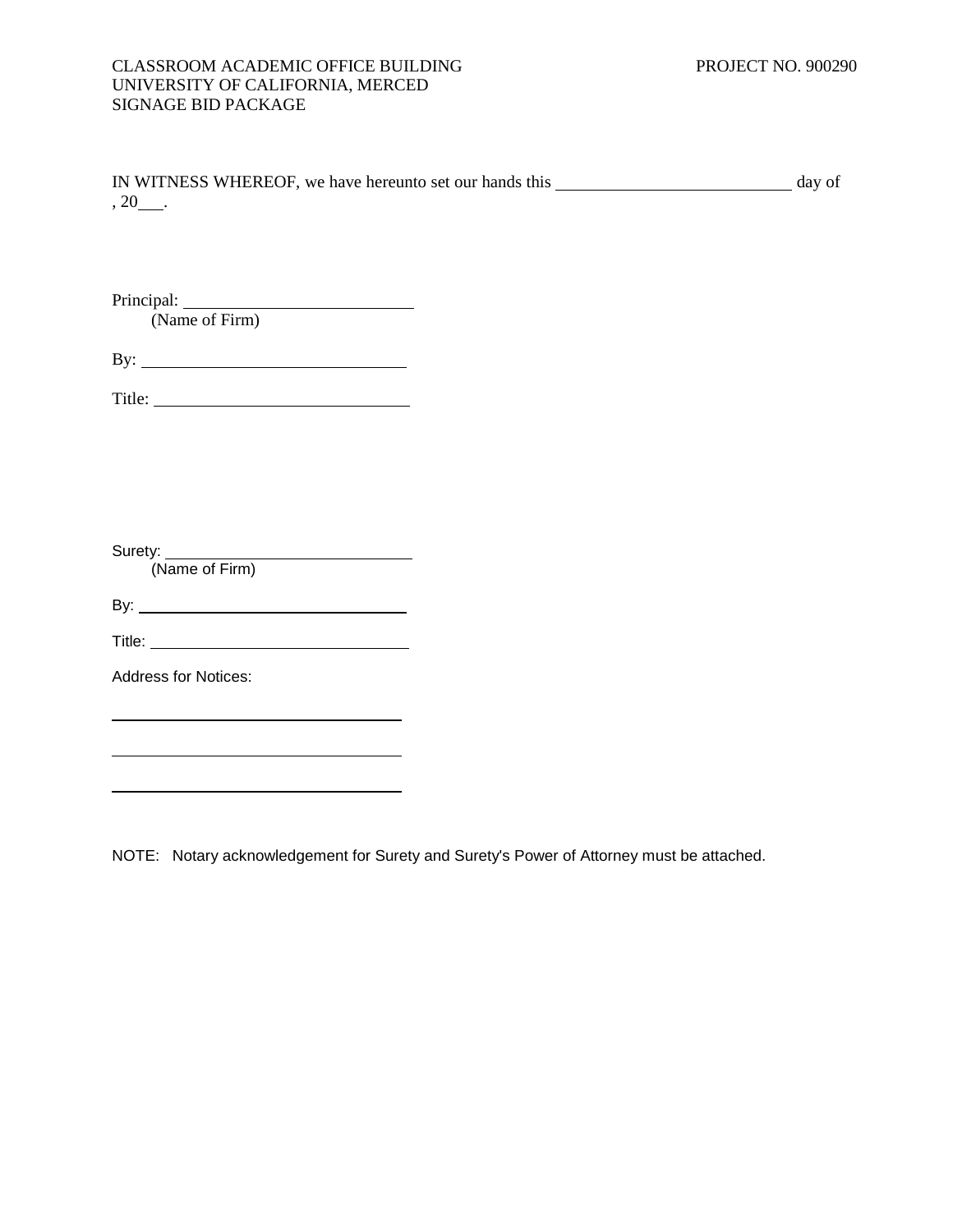IN WITNESS WHEREOF, we have hereunto set our hands this \_\_\_\_\_\_\_\_\_\_\_\_\_\_\_\_\_\_\_\_\_\_\_\_\_\_\_\_ day of , 20\_\_\_.

Principal: \_\_\_\_\_\_\_\_\_\_\_\_\_\_\_\_\_\_\_\_\_\_\_\_\_\_\_\_
(Name of Firm)

By: \_\_\_\_\_\_\_\_\_\_\_\_\_\_\_\_\_\_\_\_\_\_\_\_\_\_\_\_\_\_

Title: \_\_\_\_\_\_\_\_\_\_\_\_\_\_\_\_\_\_\_\_\_\_\_\_\_\_\_\_\_\_

Surety: \_\_\_\_\_\_\_\_\_\_\_\_\_\_\_\_\_\_\_\_\_\_\_\_\_\_\_\_
(Name of Firm)

By: \_\_\_\_\_\_\_\_\_\_\_\_\_\_\_\_\_\_\_\_\_\_\_\_\_\_\_\_\_\_

Title: \_\_\_\_\_\_\_\_\_\_\_\_\_\_\_\_\_\_\_\_\_\_\_\_\_\_\_\_\_\_

Address for Notices:

\_\_\_\_\_\_\_\_\_\_\_\_\_\_\_\_\_\_\_\_\_\_\_\_\_\_\_\_\_\_\_\_\_\_

\_\_\_\_\_\_\_\_\_\_\_\_\_\_\_\_\_\_\_\_\_\_\_\_\_\_\_\_\_\_\_\_\_\_

\_\_\_\_\_\_\_\_\_\_\_\_\_\_\_\_\_\_\_\_\_\_\_\_\_\_\_\_\_\_\_\_\_\_

NOTE: Notary acknowledgement for Surety and Surety's Power of Attorney must be attached.